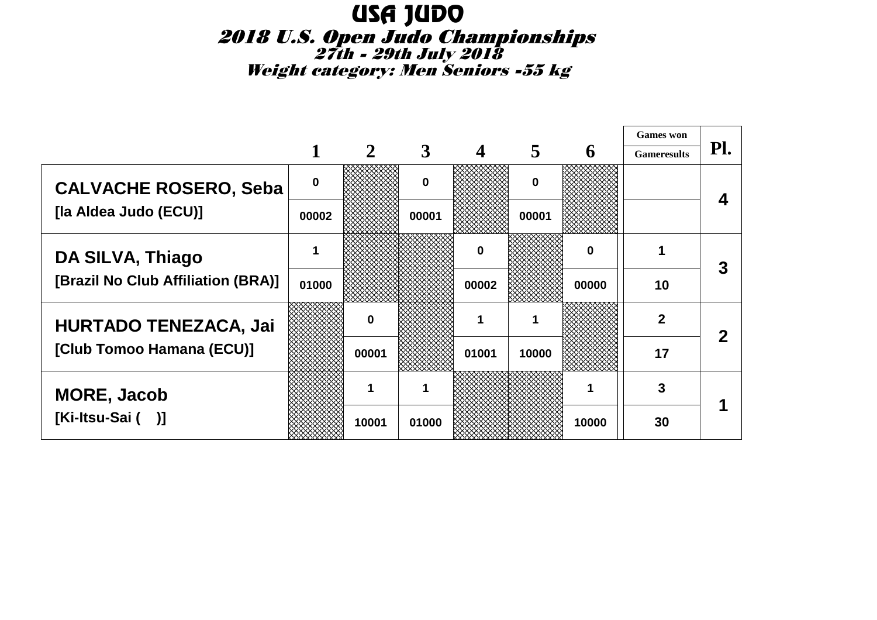# USA JUDO

## *2018 U.S. Open Judo Championships*

### *27th - 29th July 2018*

### *Weight category: Men Seniors -55 kg*

| | 1 | 2 | 3 | 4 | 5 | 6 | Games won / Gameresults | Pl. |
|---|---|---|---|---|---|---|---|---|
| **CALVACHE ROSERO, Seba** | 0 | | 0 | | 0 | | | 4 |
| **[la Aldea Judo (ECU)]** | 00002 | | 00001 | | 00001 | | | |
| **DA SILVA, Thiago** | 1 | | | 0 | | 0 | 1 | 3 |
| **[Brazil No Club Affiliation (BRA)]** | 01000 | | | 00002 | | 00000 | 10 | |
| **HURTADO TENEZACA, Jai** | | 0 | | 1 | 1 | | 2 | 2 |
| **[Club Tomoo Hamana (ECU)]** | | 00001 | | 01001 | 10000 | | 17 | |
| **MORE, Jacob** | | 1 | 1 | | | 1 | 3 | 1 |
| **[Ki-Itsu-Sai ( )]** | | 10001 | 01000 | | | 10000 | 30 | |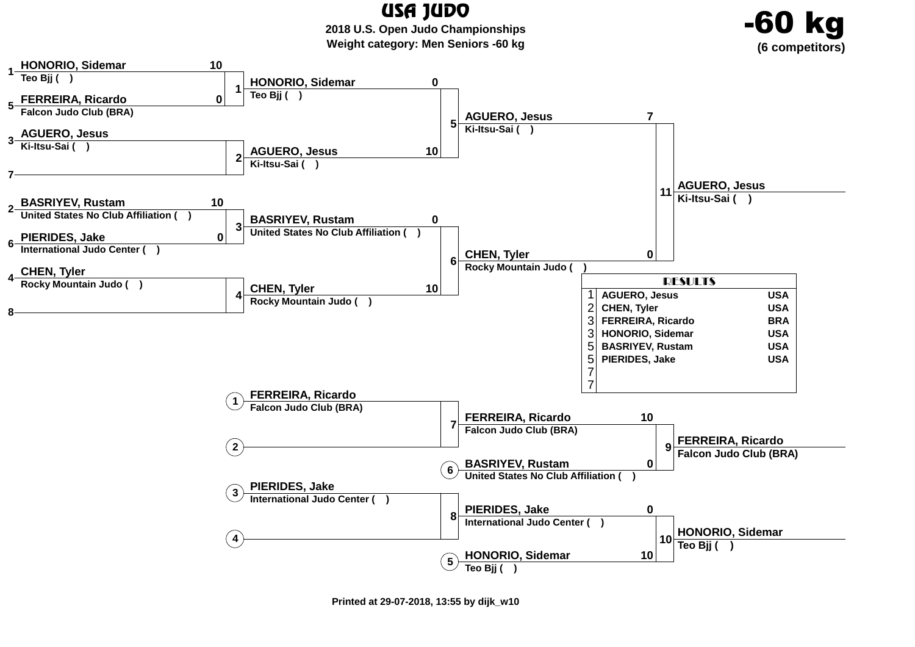# USA JUDO

**2018 U.S. Open Judo Championships**

**Weight category: Men Seniors -60 kg**

# -60 kg

**(6 competitors)**

## Main Bracket

### Round 1

| Match | Seed | Competitor | Club | Score |
|---|---|---|---|---|
| 1 | 1 | HONORIO, Sidemar | Teo Bjj ( ) | 10 |
| 1 | 5 | FERREIRA, Ricardo | Falcon Judo Club (BRA) | 0 |
| 2 | 3 | AGUERO, Jesus | Ki-Itsu-Sai ( ) | |
| 2 | 7 | | | |
| 3 | 2 | BASRIYEV, Rustam | United States No Club Affiliation ( ) | 10 |
| 3 | 6 | PIERIDES, Jake | International Judo Center ( ) | 0 |
| 4 | 4 | CHEN, Tyler | Rocky Mountain Judo ( ) | |
| 4 | 8 | | | |

### Round 2

| Match | Competitor | Club | Score |
|---|---|---|---|
| 5 | HONORIO, Sidemar | Teo Bjj ( ) | 0 |
| 5 | AGUERO, Jesus | Ki-Itsu-Sai ( ) | 10 |
| 6 | BASRIYEV, Rustam | United States No Club Affiliation ( ) | 0 |
| 6 | CHEN, Tyler | Rocky Mountain Judo ( ) | 10 |

### Final

| Match | Competitor | Club | Score |
|---|---|---|---|
| 11 | AGUERO, Jesus | Ki-Itsu-Sai ( ) | 7 |
| 11 | CHEN, Tyler | Rocky Mountain Judo ( ) | 0 |

**Winner: AGUERO, Jesus** — Ki-Itsu-Sai ( )

## Repechage

| Match | Position | Competitor | Club | Score |
|---|---|---|---|---|
| 7 | 1 | FERREIRA, Ricardo | Falcon Judo Club (BRA) | |
| 7 | 2 | | | |
| 8 | 3 | PIERIDES, Jake | International Judo Center ( ) | |
| 8 | 4 | | | |

### Bronze Matches

| Match | Competitor | Club | Score |
|---|---|---|---|
| 9 | FERREIRA, Ricardo | Falcon Judo Club (BRA) | 10 |
| 9 | BASRIYEV, Rustam (6) | United States No Club Affiliation ( ) | 0 |
| 10 | PIERIDES, Jake | International Judo Center ( ) | 0 |
| 10 | HONORIO, Sidemar (5) | Teo Bjj ( ) | 10 |

- Match 9 winner: FERREIRA, Ricardo — Falcon Judo Club (BRA)
- Match 10 winner: HONORIO, Sidemar — Teo Bjj ( )

## RESULTS

| Place | Name | Country |
|---|---|---|
| 1 | AGUERO, Jesus | USA |
| 2 | CHEN, Tyler | USA |
| 3 | FERREIRA, Ricardo | BRA |
| 3 | HONORIO, Sidemar | USA |
| 5 | BASRIYEV, Rustam | USA |
| 5 | PIERIDES, Jake | USA |
| 7 | | |
| 7 | | |

Printed at 29-07-2018, 13:55 by dijk_w10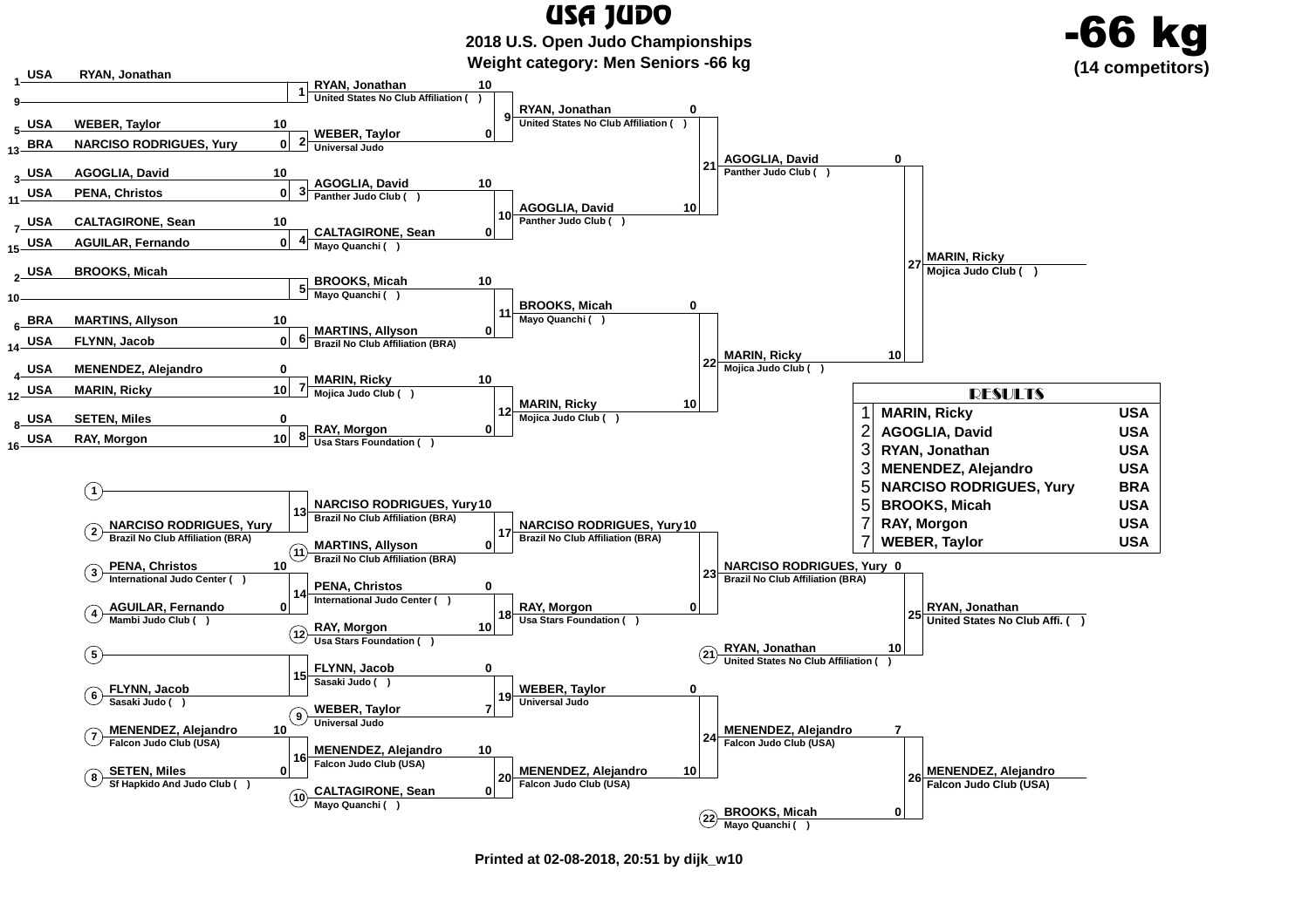# USA JUDO

## 2018 U.S. Open Judo Championships

**Weight category: Men Seniors -66 kg**

**-66 kg**
**(14 competitors)**

### Main Bracket

**Round 1**

| Match | Seed | Country | Name | Score |
|---|---|---|---|---|
| 1 | 1 | USA | RYAN, Jonathan | |
| | 9 | | | |
| 2 | 5 | USA | WEBER, Taylor | 10 |
| | 13 | BRA | NARCISO RODRIGUES, Yury | 0 |
| 3 | 3 | USA | AGOGLIA, David | 10 |
| | 11 | USA | PENA, Christos | 0 |
| 4 | 7 | USA | CALTAGIRONE, Sean | 10 |
| | 15 | USA | AGUILAR, Fernando | 0 |
| 5 | 2 | USA | BROOKS, Micah | |
| | 10 | | | |
| 6 | 6 | BRA | MARTINS, Allyson | 10 |
| | 14 | USA | FLYNN, Jacob | 0 |
| 7 | 4 | USA | MENENDEZ, Alejandro | 0 |
| | 12 | USA | MARIN, Ricky | 10 |
| 8 | 8 | USA | SETEN, Miles | 0 |
| | 16 | USA | RAY, Morgon | 10 |

**Round 2**

| Match | Name | Club | Score |
|---|---|---|---|
| 9 | RYAN, Jonathan | United States No Club Affiliation ( ) | 10 |
| | WEBER, Taylor | Universal Judo | 0 |
| 10 | AGOGLIA, David | Panther Judo Club ( ) | 10 |
| | CALTAGIRONE, Sean | Mayo Quanchi ( ) | 0 |
| 11 | BROOKS, Micah | Mayo Quanchi ( ) | 10 |
| | MARTINS, Allyson | Brazil No Club Affiliation (BRA) | 0 |
| 12 | MARIN, Ricky | Mojica Judo Club ( ) | 10 |
| | RAY, Morgon | Usa Stars Foundation ( ) | 0 |

**Semifinals**

| Match | Name | Club | Score |
|---|---|---|---|
| 21 | RYAN, Jonathan | United States No Club Affiliation ( ) | 0 |
| | AGOGLIA, David | Panther Judo Club ( ) | 10 |
| 22 | BROOKS, Micah | Mayo Quanchi ( ) | 0 |
| | MARIN, Ricky | Mojica Judo Club ( ) | 10 |

**Final**

| Match | Name | Club | Score |
|---|---|---|---|
| 27 | AGOGLIA, David | Panther Judo Club ( ) | 0 |
| | MARIN, Ricky | Mojica Judo Club ( ) | 10 |

Winner: MARIN, Ricky – Mojica Judo Club ( )

### Repechage

| Match | Name | Club | Score |
|---|---|---|---|
| 13 | (1) | | |
| | NARCISO RODRIGUES, Yury (2) | Brazil No Club Affiliation (BRA) | |
| 14 | PENA, Christos (3) | International Judo Center ( ) | 10 |
| | AGUILAR, Fernando (4) | Mambi Judo Club ( ) | 0 |
| 15 | (5) | | |
| | FLYNN, Jacob (6) | Sasaki Judo ( ) | |
| 16 | MENENDEZ, Alejandro (7) | Falcon Judo Club (USA) | 10 |
| | SETEN, Miles (8) | Sf Hapkido And Judo Club ( ) | 0 |
| 17 | NARCISO RODRIGUES, Yury | Brazil No Club Affiliation (BRA) | 10 |
| | MARTINS, Allyson (11) | Brazil No Club Affiliation (BRA) | 0 |
| 18 | PENA, Christos | International Judo Center ( ) | 0 |
| | RAY, Morgon (12) | Usa Stars Foundation ( ) | 10 |
| 19 | FLYNN, Jacob | Sasaki Judo ( ) | 0 |
| | WEBER, Taylor (9) | Universal Judo | 7 |
| 20 | MENENDEZ, Alejandro | Falcon Judo Club (USA) | 10 |
| | CALTAGIRONE, Sean (10) | Mayo Quanchi ( ) | 0 |
| 23 | NARCISO RODRIGUES, Yury | Brazil No Club Affiliation (BRA) | 10 |
| | RAY, Morgon | Usa Stars Foundation ( ) | 0 |
| 24 | WEBER, Taylor | Universal Judo | 0 |
| | MENENDEZ, Alejandro | Falcon Judo Club (USA) | 10 |

**Bronze Matches**

| Match | Name | Club | Score |
|---|---|---|---|
| 25 | NARCISO RODRIGUES, Yury | Brazil No Club Affiliation (BRA) | 0 |
| | RYAN, Jonathan (21) | United States No Club Affiliation ( ) | 10 |
| 26 | MENENDEZ, Alejandro | Falcon Judo Club (USA) | 7 |
| | BROOKS, Micah (22) | Mayo Quanchi ( ) | 0 |

Winners: RYAN, Jonathan – United States No Club Affi. ( ); MENENDEZ, Alejandro – Falcon Judo Club (USA)

### RESULTS

| Place | Name | Country |
|---|---|---|
| 1 | MARIN, Ricky | USA |
| 2 | AGOGLIA, David | USA |
| 3 | RYAN, Jonathan | USA |
| 3 | MENENDEZ, Alejandro | USA |
| 5 | NARCISO RODRIGUES, Yury | BRA |
| 5 | BROOKS, Micah | USA |
| 7 | RAY, Morgon | USA |
| 7 | WEBER, Taylor | USA |

Printed at 02-08-2018, 20:51 by dijk_w10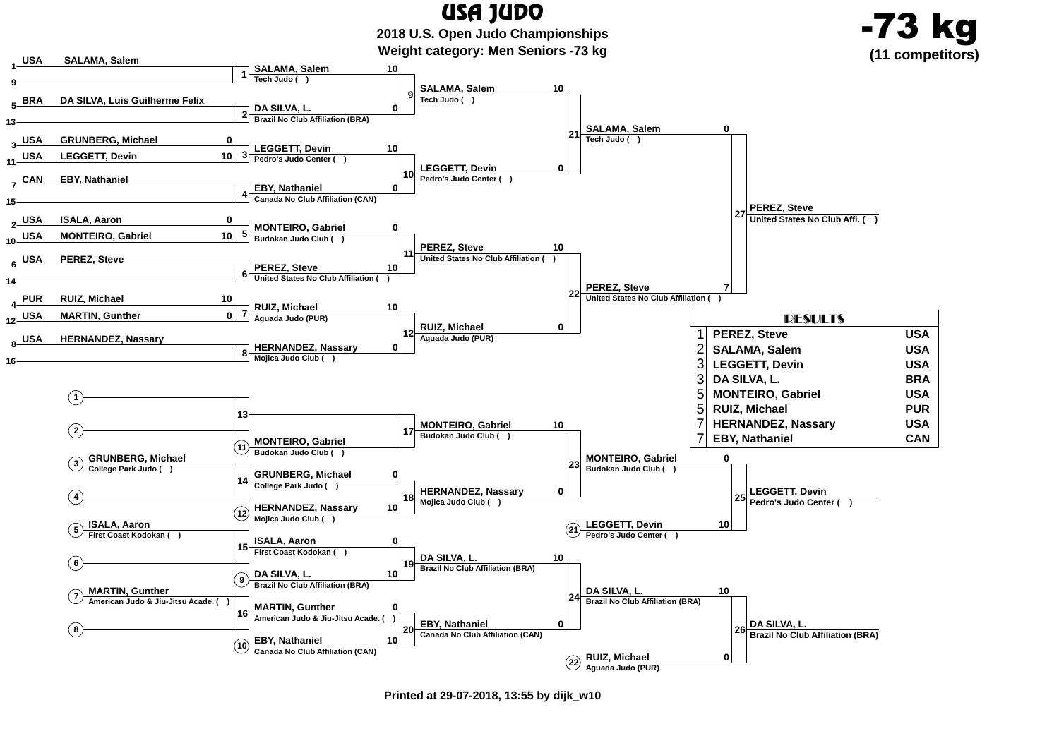# USA JUDO

**2018 U.S. Open Judo Championships**

**Weight category: Men Seniors -73 kg**

**-73 kg**

**(11 competitors)**

## Main Bracket

### Round 1

| Pool # | Country | Competitor | Score |
|---|---|---|---|
| 1 | USA | SALAMA, Salem | |
| 9 | | | |
| 5 | BRA | DA SILVA, Luis Guilherme Felix | |
| 13 | | | |
| 3 | USA | GRUNBERG, Michael | 0 |
| 11 | USA | LEGGETT, Devin | 10 |
| 7 | CAN | EBY, Nathaniel | |
| 15 | | | |
| 2 | USA | ISALA, Aaron | 0 |
| 10 | USA | MONTEIRO, Gabriel | 10 |
| 6 | USA | PEREZ, Steve | |
| 14 | | | |
| 4 | PUR | RUIZ, Michael | 10 |
| 12 | USA | MARTIN, Gunther | 0 |
| 8 | USA | HERNANDEZ, Nassary | |
| 16 | | | |

### Round 2

| Match | Competitor | Club | Score |
|---|---|---|---|
| 1 | SALAMA, Salem | Tech Judo ( ) | 10 |
| 2 | DA SILVA, L. | Brazil No Club Affiliation (BRA) | 0 |
| 3 | LEGGETT, Devin | Pedro's Judo Center ( ) | 10 |
| 4 | EBY, Nathaniel | Canada No Club Affiliation (CAN) | 0 |
| 5 | MONTEIRO, Gabriel | Budokan Judo Club ( ) | 0 |
| 6 | PEREZ, Steve | United States No Club Affiliation ( ) | 10 |
| 7 | RUIZ, Michael | Aguada Judo (PUR) | 10 |
| 8 | HERNANDEZ, Nassary | Mojica Judo Club ( ) | 0 |

### Quarterfinals

| Match | Competitor | Club | Score |
|---|---|---|---|
| 9 | SALAMA, Salem | Tech Judo ( ) | 10 |
| 10 | LEGGETT, Devin | Pedro's Judo Center ( ) | 0 |
| 11 | PEREZ, Steve | United States No Club Affiliation ( ) | 10 |
| 12 | RUIZ, Michael | Aguada Judo (PUR) | 0 |

### Semifinals

| Match | Competitor | Club | Score |
|---|---|---|---|
| 21 | SALAMA, Salem | Tech Judo ( ) | 0 |
| 22 | PEREZ, Steve | United States No Club Affiliation ( ) | 7 |

### Final

| Match | Winner | Club |
|---|---|---|
| 27 | PEREZ, Steve | United States No Club Affi. ( ) |

## Repechage

### Round 1

| Match | Competitor | Club | Score |
|---|---|---|---|
| 13 | (1) — / (2) — | | |
| 14 | (11) MONTEIRO, Gabriel | Budokan Judo Club ( ) | |
| 14 | (3) GRUNBERG, Michael | College Park Judo ( ) | |
| 15 | (5) ISALA, Aaron | First Coast Kodokan ( ) | |
| 15 | (6) — | | |
| 16 | (7) MARTIN, Gunther | American Judo & Jiu-Jitsu Acade. ( ) | |
| 16 | (8) — | | |

### Round 2

| Match | Competitor | Club | Score |
|---|---|---|---|
| 17 | MONTEIRO, Gabriel | Budokan Judo Club ( ) | |
| 18 | GRUNBERG, Michael | College Park Judo ( ) | 0 |
| 18 | (12) HERNANDEZ, Nassary | Mojica Judo Club ( ) | 10 |
| 19 | ISALA, Aaron | First Coast Kodokan ( ) | 0 |
| 19 | (9) DA SILVA, L. | Brazil No Club Affiliation (BRA) | 10 |
| 20 | MARTIN, Gunther | American Judo & Jiu-Jitsu Acade. ( ) | 0 |
| 20 | (10) EBY, Nathaniel | Canada No Club Affiliation (CAN) | 10 |

### Round 3

| Match | Competitor | Club | Score |
|---|---|---|---|
| 17 | MONTEIRO, Gabriel | Budokan Judo Club ( ) | 10 |
| 18 | HERNANDEZ, Nassary | Mojica Judo Club ( ) | 0 |
| 19 | DA SILVA, L. | Brazil No Club Affiliation (BRA) | 10 |
| 20 | EBY, Nathaniel | Canada No Club Affiliation (CAN) | 0 |

### Bronze Medal Matches

| Match | Competitor | Club | Score |
|---|---|---|---|
| 23 | MONTEIRO, Gabriel | Budokan Judo Club ( ) | 0 |
| 25 | (21) LEGGETT, Devin | Pedro's Judo Center ( ) | 10 |
| 24 | DA SILVA, L. | Brazil No Club Affiliation (BRA) | 10 |
| 26 | (22) RUIZ, Michael | Aguada Judo (PUR) | 0 |

| Match | Winner | Club |
|---|---|---|
| 25 | LEGGETT, Devin | Pedro's Judo Center ( ) |
| 26 | DA SILVA, L. | Brazil No Club Affiliation (BRA) |

## RESULTS

| Place | Name | Country |
|---|---|---|
| 1 | PEREZ, Steve | USA |
| 2 | SALAMA, Salem | USA |
| 3 | LEGGETT, Devin | USA |
| 3 | DA SILVA, L. | BRA |
| 5 | MONTEIRO, Gabriel | USA |
| 5 | RUIZ, Michael | PUR |
| 7 | HERNANDEZ, Nassary | USA |
| 7 | EBY, Nathaniel | CAN |

**Printed at 29-07-2018, 13:55 by dijk_w10**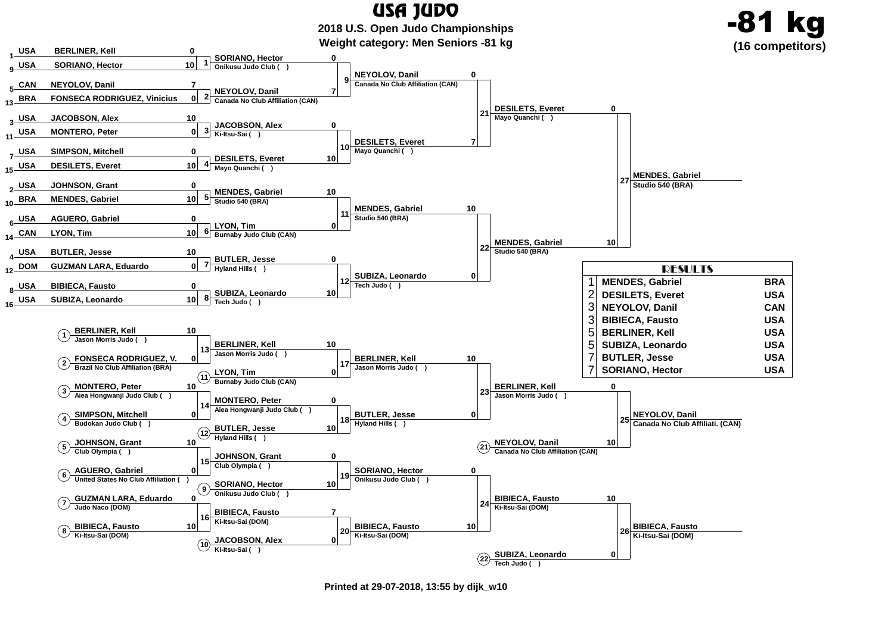# USA JUDO

## 2018 U.S. Open Judo Championships

**Weight category: Men Seniors -81 kg**

**-81 kg**
**(16 competitors)**

### Main Bracket

**Round 1**

| Match | Seed | Country | Name | Score |
|---|---|---|---|---|
| 1 | 1 | USA | BERLINER, Kell | 0 |
| 1 | 9 | USA | SORIANO, Hector | 10 |
| 2 | 5 | CAN | NEYOLOV, Danil | 7 |
| 2 | 13 | BRA | FONSECA RODRIGUEZ, Vinicius | 0 |
| 3 | 3 | USA | JACOBSON, Alex | 10 |
| 3 | 11 | USA | MONTERO, Peter | 0 |
| 4 | 7 | USA | SIMPSON, Mitchell | 0 |
| 4 | 15 | USA | DESILETS, Everet | 10 |
| 5 | 2 | USA | JOHNSON, Grant | 0 |
| 5 | 10 | BRA | MENDES, Gabriel | 10 |
| 6 | 6 | USA | AGUERO, Gabriel | 0 |
| 6 | 14 | CAN | LYON, Tim | 10 |
| 7 | 4 | USA | BUTLER, Jesse | 10 |
| 7 | 12 | DOM | GUZMAN LARA, Eduardo | 0 |
| 8 | 8 | USA | BIBIECA, Fausto | 0 |
| 8 | 16 | USA | SUBIZA, Leonardo | 10 |

**Round 2**

| Match | Name | Club | Score |
|---|---|---|---|
| 9 | SORIANO, Hector | Onikusu Judo Club ( ) | 0 |
| 9 | NEYOLOV, Danil | Canada No Club Affiliation (CAN) | 7 |
| 10 | JACOBSON, Alex | Ki-Itsu-Sai ( ) | 0 |
| 10 | DESILETS, Everet | Mayo Quanchi ( ) | 10 |
| 11 | MENDES, Gabriel | Studio 540 (BRA) | 10 |
| 11 | LYON, Tim | Burnaby Judo Club (CAN) | 0 |
| 12 | BUTLER, Jesse | Hyland Hills ( ) | 0 |
| 12 | SUBIZA, Leonardo | Tech Judo ( ) | 10 |

**Quarterfinals**

| Match | Name | Club | Score |
|---|---|---|---|
| 21 | NEYOLOV, Danil | Canada No Club Affiliation (CAN) | 0 |
| 21 | DESILETS, Everet | Mayo Quanchi ( ) | 7 |
| 22 | MENDES, Gabriel | Studio 540 (BRA) | 10 |
| 22 | SUBIZA, Leonardo | Tech Judo ( ) | 0 |

**Final**

| Match | Name | Club | Score |
|---|---|---|---|
| 27 | DESILETS, Everet | Mayo Quanchi ( ) | 0 |
| 27 | MENDES, Gabriel | Studio 540 (BRA) | 10 |

Winner: **MENDES, Gabriel** – Studio 540 (BRA)

### Repechage

| Match | Name | Club | Score |
|---|---|---|---|
| 13 | BERLINER, Kell (1) | Jason Morris Judo ( ) | 10 |
| 13 | FONSECA RODRIGUEZ, V. (2) | Brazil No Club Affiliation (BRA) | 0 |
| 14 | MONTERO, Peter (3) | Aiea Hongwanji Judo Club ( ) | 10 |
| 14 | SIMPSON, Mitchell (4) | Budokan Judo Club ( ) | 0 |
| 15 | JOHNSON, Grant (5) | Club Olympia ( ) | 10 |
| 15 | AGUERO, Gabriel (6) | United States No Club Affiliation ( ) | 0 |
| 16 | GUZMAN LARA, Eduardo (7) | Judo Naco (DOM) | 0 |
| 16 | BIBIECA, Fausto (8) | Ki-Itsu-Sai (DOM) | 10 |
| 17 | BERLINER, Kell | Jason Morris Judo ( ) | 10 |
| 17 | LYON, Tim (11) | Burnaby Judo Club (CAN) | 0 |
| 18 | MONTERO, Peter | Aiea Hongwanji Judo Club ( ) | 0 |
| 18 | BUTLER, Jesse (12) | Hyland Hills ( ) | 10 |
| 19 | JOHNSON, Grant | Club Olympia ( ) | 0 |
| 19 | SORIANO, Hector (9) | Onikusu Judo Club ( ) | 10 |
| 20 | BIBIECA, Fausto | Ki-Itsu-Sai (DOM) | 7 |
| 20 | JACOBSON, Alex (10) | Ki-Itsu-Sai ( ) | 0 |
| 23 | BERLINER, Kell | Jason Morris Judo ( ) | 10 |
| 23 | BUTLER, Jesse | Hyland Hills ( ) | 0 |
| 24 | SORIANO, Hector | Onikusu Judo Club ( ) | 0 |
| 24 | BIBIECA, Fausto | Ki-Itsu-Sai (DOM) | 10 |
| 25 | BERLINER, Kell | Jason Morris Judo ( ) | 0 |
| 25 | NEYOLOV, Danil (21) | Canada No Club Affiliation (CAN) | 10 |
| 26 | BIBIECA, Fausto | Ki-Itsu-Sai (DOM) | 10 |
| 26 | SUBIZA, Leonardo (22) | Tech Judo ( ) | 0 |

Bronze winners: **NEYOLOV, Danil** – Canada No Club Affiliati. (CAN); **BIBIECA, Fausto** – Ki-Itsu-Sai (DOM)

### RESULTS

| Place | Name | Country |
|---|---|---|
| 1 | MENDES, Gabriel | BRA |
| 2 | DESILETS, Everet | USA |
| 3 | NEYOLOV, Danil | CAN |
| 3 | BIBIECA, Fausto | USA |
| 5 | BERLINER, Kell | USA |
| 5 | SUBIZA, Leonardo | USA |
| 7 | BUTLER, Jesse | USA |
| 7 | SORIANO, Hector | USA |

Printed at 29-07-2018, 13:55 by dijk_w10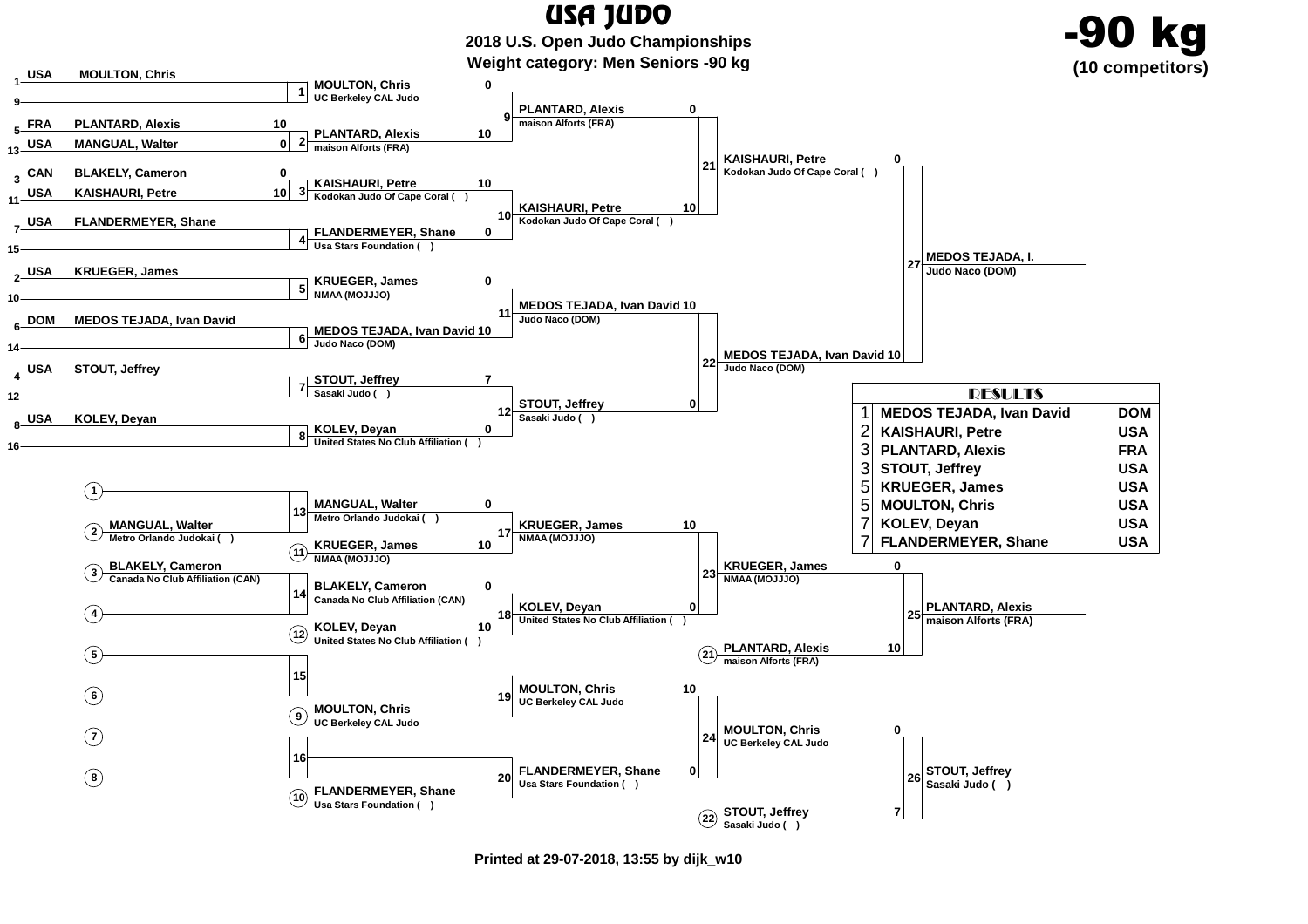# USA JUDO

## 2018 U.S. Open Judo Championships

### Weight category: Men Seniors -90 kg

**-90 kg**
**(10 competitors)**

**Main bracket – first round**

| Seed | Country | Name | Score |
|---|---|---|---|
| 1 | USA | MOULTON, Chris | |
| 9 | | | |
| 5 | FRA | PLANTARD, Alexis | 10 |
| 13 | USA | MANGUAL, Walter | 0 |
| 3 | CAN | BLAKELY, Cameron | 0 |
| 11 | USA | KAISHAURI, Petre | 10 |
| 7 | USA | FLANDERMEYER, Shane | |
| 15 | | | |
| 2 | USA | KRUEGER, James | |
| 10 | | | |
| 6 | DOM | MEDOS TEJADA, Ivan David | |
| 14 | | | |
| 4 | USA | STOUT, Jeffrey | |
| 12 | | | |
| 8 | USA | KOLEV, Deyan | |
| 16 | | | |

**Main bracket – results by match**

| Match | Competitor | Club | Score |
|---|---|---|---|
| 1 | MOULTON, Chris | UC Berkeley CAL Judo | 0 |
| 2 | PLANTARD, Alexis | maison Alforts (FRA) | 10 |
| 3 | KAISHAURI, Petre | Kodokan Judo Of Cape Coral ( ) | 10 |
| 4 | FLANDERMEYER, Shane | Usa Stars Foundation ( ) | 0 |
| 5 | KRUEGER, James | NMAA (MOJJJO) | 0 |
| 6 | MEDOS TEJADA, Ivan David | Judo Naco (DOM) | 10 |
| 7 | STOUT, Jeffrey | Sasaki Judo ( ) | 7 |
| 8 | KOLEV, Deyan | United States No Club Affiliation ( ) | 0 |
| 9 | PLANTARD, Alexis | maison Alforts (FRA) | 0 |
| 10 | KAISHAURI, Petre | Kodokan Judo Of Cape Coral ( ) | 10 |
| 11 | MEDOS TEJADA, Ivan David | Judo Naco (DOM) | 10 |
| 12 | STOUT, Jeffrey | Sasaki Judo ( ) | 0 |
| 21 | KAISHAURI, Petre | Kodokan Judo Of Cape Coral ( ) | 0 |
| 22 | MEDOS TEJADA, Ivan David | Judo Naco (DOM) | 10 |
| 27 | MEDOS TEJADA, I. | Judo Naco (DOM) | |

**Repechage bracket**

| Match | Competitor | Club | Score |
|---|---|---|---|
| 2 | MANGUAL, Walter | Metro Orlando Judokai ( ) | |
| 3 | BLAKELY, Cameron | Canada No Club Affiliation (CAN) | |
| 13 | MANGUAL, Walter | Metro Orlando Judokai ( ) | 0 |
| 11 | KRUEGER, James | NMAA (MOJJJO) | 10 |
| 14 | BLAKELY, Cameron | Canada No Club Affiliation (CAN) | 0 |
| 12 | KOLEV, Deyan | United States No Club Affiliation ( ) | 10 |
| 9 | MOULTON, Chris | UC Berkeley CAL Judo | |
| 10 | FLANDERMEYER, Shane | Usa Stars Foundation ( ) | |
| 17 | KRUEGER, James | NMAA (MOJJJO) | 10 |
| 18 | KOLEV, Deyan | United States No Club Affiliation ( ) | 0 |
| 19 | MOULTON, Chris | UC Berkeley CAL Judo | 10 |
| 20 | FLANDERMEYER, Shane | Usa Stars Foundation ( ) | 0 |
| 23 | KRUEGER, James | NMAA (MOJJJO) | 0 |
| 21 | PLANTARD, Alexis | maison Alforts (FRA) | 10 |
| 24 | MOULTON, Chris | UC Berkeley CAL Judo | 0 |
| 22 | STOUT, Jeffrey | Sasaki Judo ( ) | 7 |
| 25 | PLANTARD, Alexis | maison Alforts (FRA) | |
| 26 | STOUT, Jeffrey | Sasaki Judo ( ) | |

**RESULTS**

| Place | Name | Country |
|---|---|---|
| 1 | MEDOS TEJADA, Ivan David | DOM |
| 2 | KAISHAURI, Petre | USA |
| 3 | PLANTARD, Alexis | FRA |
| 3 | STOUT, Jeffrey | USA |
| 5 | KRUEGER, James | USA |
| 5 | MOULTON, Chris | USA |
| 7 | KOLEV, Deyan | USA |
| 7 | FLANDERMEYER, Shane | USA |

Printed at 29-07-2018, 13:55 by dijk_w10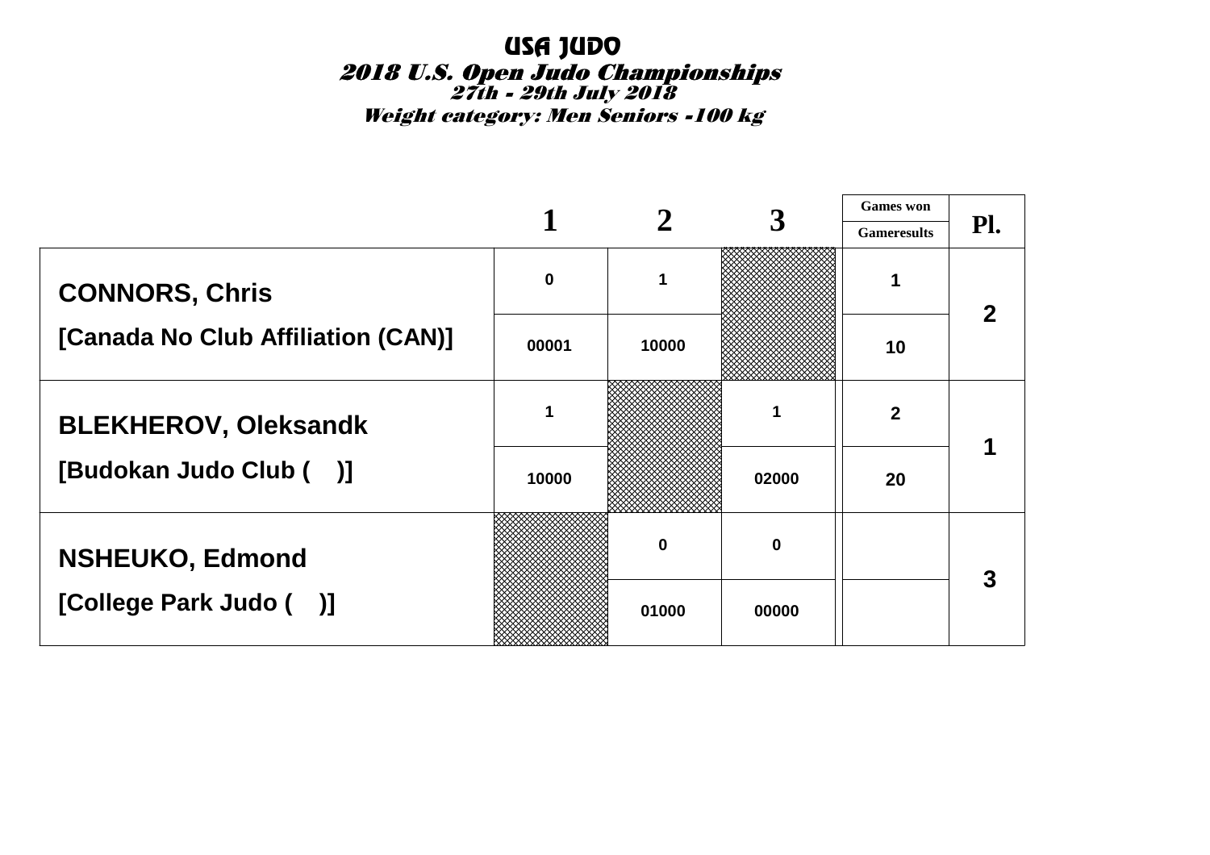# USA JUDO

## *2018 U.S. Open Judo Championships*

### *27th - 29th July 2018*

### *Weight category: Men Seniors -100 kg*

| | 1 | 2 | 3 | Games won / Gameresults | Pl. |
|---|---|---|---|---|---|
| **CONNORS, Chris** | 0 | 1 | | 1 | 2 |
| **[Canada No Club Affiliation (CAN)]** | 00001 | 10000 | | 10 | |
| **BLEKHEROV, Oleksandk** | 1 | | 1 | 2 | 1 |
| **[Budokan Judo Club (    )]** | 10000 | | 02000 | 20 | |
| **NSHEUKO, Edmond** | | 0 | 0 | | 3 |
| **[College Park Judo (    )]** | | 01000 | 00000 | | |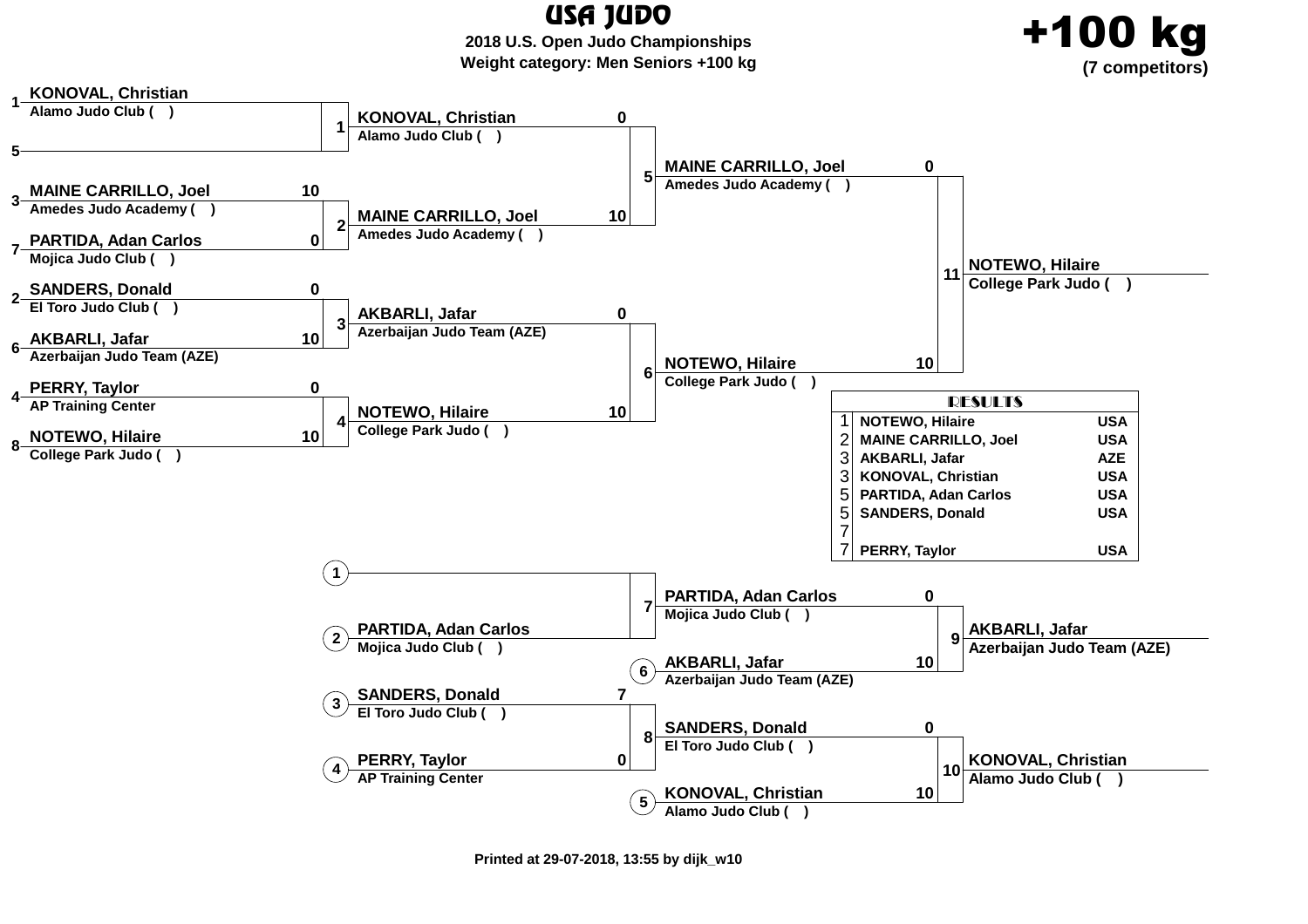# USA JUDO

**2018 U.S. Open Judo Championships**

**Weight category: Men Seniors +100 kg**

**+100 kg**

**(7 competitors)**

## Main Bracket

### Round 1

| Pos | Competitor | Club | Score | Match |
|---|---|---|---|---|
| 1 | KONOVAL, Christian | Alamo Judo Club ( ) | | 1 |
| 5 | | | | 1 |
| 3 | MAINE CARRILLO, Joel | Amedes Judo Academy ( ) | 10 | 2 |
| 7 | PARTIDA, Adan Carlos | Mojica Judo Club ( ) | 0 | 2 |
| 2 | SANDERS, Donald | El Toro Judo Club ( ) | 0 | 3 |
| 6 | AKBARLI, Jafar | Azerbaijan Judo Team (AZE) | 10 | 3 |
| 4 | PERRY, Taylor | AP Training Center | 0 | 4 |
| 8 | NOTEWO, Hilaire | College Park Judo ( ) | 10 | 4 |

### Round 2

| Competitor | Club | Score | Match |
|---|---|---|---|
| KONOVAL, Christian | Alamo Judo Club ( ) | 0 | 5 |
| MAINE CARRILLO, Joel | Amedes Judo Academy ( ) | 10 | 5 |
| AKBARLI, Jafar | Azerbaijan Judo Team (AZE) | 0 | 6 |
| NOTEWO, Hilaire | College Park Judo ( ) | 10 | 6 |

### Final

| Competitor | Club | Score | Match |
|---|---|---|---|
| MAINE CARRILLO, Joel | Amedes Judo Academy ( ) | 0 | 11 |
| NOTEWO, Hilaire | College Park Judo ( ) | 10 | 11 |

**Winner:** NOTEWO, Hilaire — College Park Judo ( )

## Repechage

| Competitor | Club | Score | Match |
|---|---|---|---|
| (1) | | | 7 |
| (2) PARTIDA, Adan Carlos | Mojica Judo Club ( ) | | 7 |
| (3) SANDERS, Donald | El Toro Judo Club ( ) | 7 | 8 |
| (4) PERRY, Taylor | AP Training Center | 0 | 8 |

### Bronze Matches

| Competitor | Club | Score | Match |
|---|---|---|---|
| PARTIDA, Adan Carlos | Mojica Judo Club ( ) | 0 | 9 |
| (6) AKBARLI, Jafar | Azerbaijan Judo Team (AZE) | 10 | 9 |
| SANDERS, Donald | El Toro Judo Club ( ) | 0 | 10 |
| (5) KONOVAL, Christian | Alamo Judo Club ( ) | 10 | 10 |

Match 9 winner: AKBARLI, Jafar — Azerbaijan Judo Team (AZE)

Match 10 winner: KONOVAL, Christian — Alamo Judo Club ( )

## RESULTS

| Place | Name | Country |
|---|---|---|
| 1 | NOTEWO, Hilaire | USA |
| 2 | MAINE CARRILLO, Joel | USA |
| 3 | AKBARLI, Jafar | AZE |
| 3 | KONOVAL, Christian | USA |
| 5 | PARTIDA, Adan Carlos | USA |
| 5 | SANDERS, Donald | USA |
| 7 | | |
| 7 | PERRY, Taylor | USA |

Printed at 29-07-2018, 13:55 by dijk_w10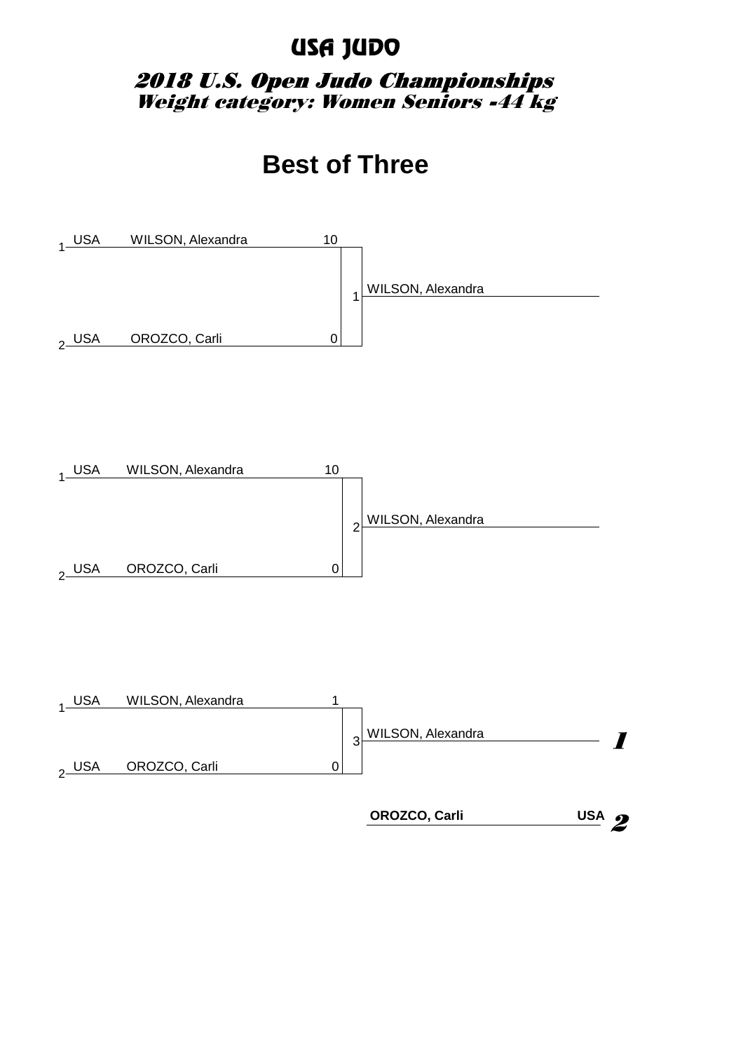# USA JUDO

## *2018 U.S. Open Judo Championships*
## *Weight category: Women Seniors -44 kg*

# Best of Three

| # | Country | Name | Score | Match | Winner |
|---|---|---|---|---|---|
| 1 | USA | WILSON, Alexandra | 10 | 1 | WILSON, Alexandra |
| 2 | USA | OROZCO, Carli | 0 | | |

| # | Country | Name | Score | Match | Winner |
|---|---|---|---|---|---|
| 1 | USA | WILSON, Alexandra | 10 | 2 | WILSON, Alexandra |
| 2 | USA | OROZCO, Carli | 0 | | |

| # | Country | Name | Score | Match | Winner |
|---|---|---|---|---|---|
| 1 | USA | WILSON, Alexandra | 1 | 3 | WILSON, Alexandra |
| 2 | USA | OROZCO, Carli | 0 | | |

| Place | Name | Country |
|---|---|---|
| *1* | WILSON, Alexandra | |
| *2* | **OROZCO, Carli** | **USA** |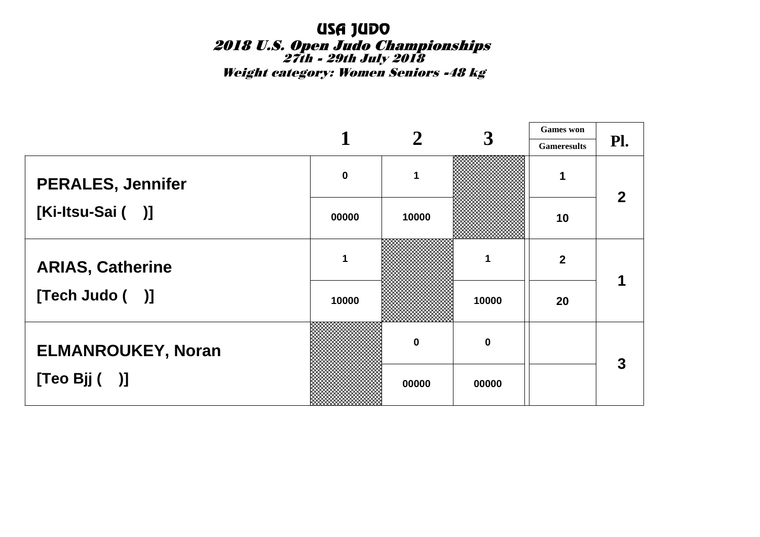# USA JUDO

## *2018 U.S. Open Judo Championships*

*27th - 29th July 2018*

*Weight category: Women Seniors -48 kg*

| | 1 | 2 | 3 | Games won / Gameresults | Pl. |
|---|---|---|---|---|---|
| **PERALES, Jennifer** | 0 | 1 | | 1 | 2 |
| **[Ki-Itsu-Sai ( )]** | 00000 | 10000 | | 10 | |
| **ARIAS, Catherine** | 1 | | 1 | 2 | 1 |
| **[Tech Judo ( )]** | 10000 | | 10000 | 20 | |
| **ELMANROUKEY, Noran** | | 0 | 0 | | 3 |
| **[Teo Bjj ( )]** | | 00000 | 00000 | | |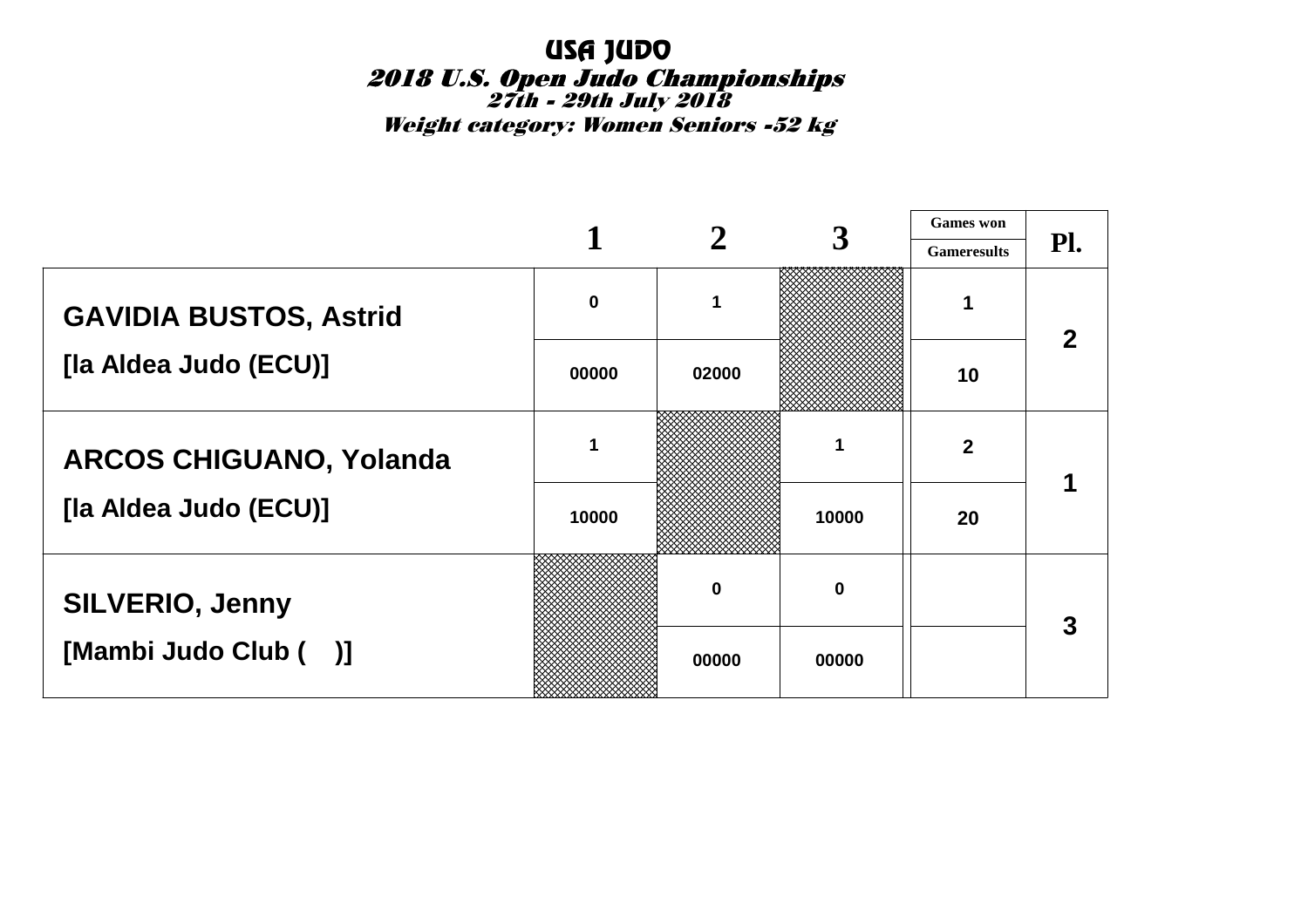# USA JUDO

## *2018 U.S. Open Judo Championships*

*27th - 29th July 2018*

*Weight category: Women Seniors -52 kg*

| | 1 | 2 | 3 | Games won / Gameresults | Pl. |
|---|---|---|---|---|---|
| **GAVIDIA BUSTOS, Astrid** | 0 | 1 | | 1 | 2 |
| [la Aldea Judo (ECU)] | 00000 | 02000 | | 10 | |
| **ARCOS CHIGUANO, Yolanda** | 1 | | 1 | 2 | 1 |
| [la Aldea Judo (ECU)] | 10000 | | 10000 | 20 | |
| **SILVERIO, Jenny** | | 0 | 0 | | 3 |
| [Mambi Judo Club (    )] | | 00000 | 00000 | | |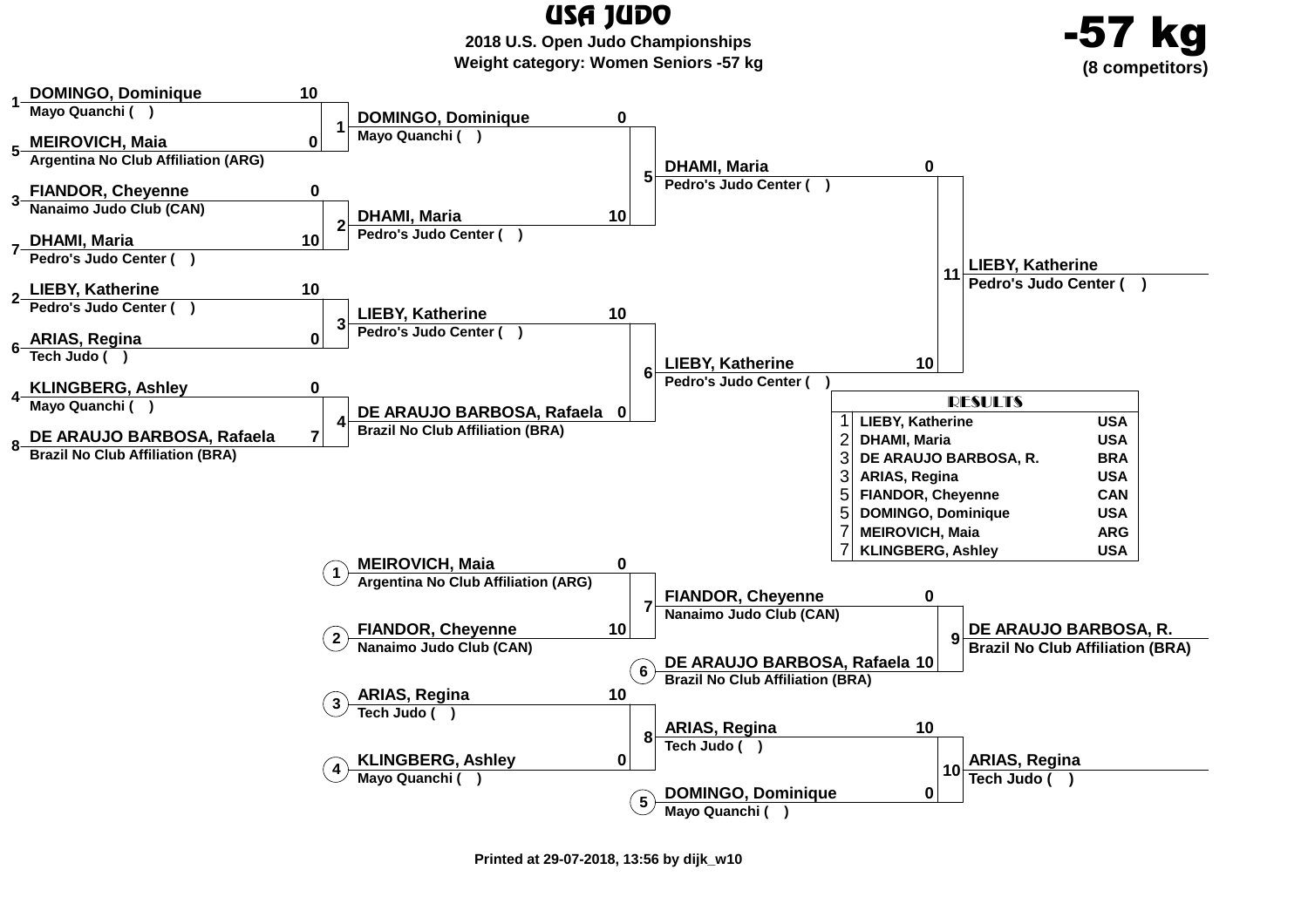# USA JUDO

**2018 U.S. Open Judo Championships**

**Weight category: Women Seniors -57 kg**

**-57 kg**

**(8 competitors)**

## Main Bracket

### Round 1

| Match | Seed | Competitor | Club | Score |
|---|---|---|---|---|
| 1 | 1 | DOMINGO, Dominique | Mayo Quanchi ( ) | 10 |
| 1 | 5 | MEIROVICH, Maia | Argentina No Club Affiliation (ARG) | 0 |
| 2 | 3 | FIANDOR, Cheyenne | Nanaimo Judo Club (CAN) | 0 |
| 2 | 7 | DHAMI, Maria | Pedro's Judo Center ( ) | 10 |
| 3 | 2 | LIEBY, Katherine | Pedro's Judo Center ( ) | 10 |
| 3 | 6 | ARIAS, Regina | Tech Judo ( ) | 0 |
| 4 | 4 | KLINGBERG, Ashley | Mayo Quanchi ( ) | 0 |
| 4 | 8 | DE ARAUJO BARBOSA, Rafaela | Brazil No Club Affiliation (BRA) | 7 |

### Semifinals

| Match | Competitor | Club | Score |
|---|---|---|---|
| 5 | DOMINGO, Dominique | Mayo Quanchi ( ) | 0 |
| 5 | DHAMI, Maria | Pedro's Judo Center ( ) | 10 |
| 6 | LIEBY, Katherine | Pedro's Judo Center ( ) | 10 |
| 6 | DE ARAUJO BARBOSA, Rafaela | Brazil No Club Affiliation (BRA) | 0 |

### Final

| Match | Competitor | Club | Score |
|---|---|---|---|
| 11 | DHAMI, Maria | Pedro's Judo Center ( ) | 0 |
| 11 | LIEBY, Katherine | Pedro's Judo Center ( ) | 10 |

**Winner:** LIEBY, Katherine — Pedro's Judo Center ( )

## Repechage

| Match | Competitor | Club | Score |
|---|---|---|---|
| 7 | MEIROVICH, Maia (1) | Argentina No Club Affiliation (ARG) | 0 |
| 7 | FIANDOR, Cheyenne (2) | Nanaimo Judo Club (CAN) | 10 |
| 8 | ARIAS, Regina (3) | Tech Judo ( ) | 10 |
| 8 | KLINGBERG, Ashley (4) | Mayo Quanchi ( ) | 0 |

## Bronze Matches

| Match | Competitor | Club | Score |
|---|---|---|---|
| 9 | FIANDOR, Cheyenne | Nanaimo Judo Club (CAN) | 0 |
| 9 | DE ARAUJO BARBOSA, Rafaela (6) | Brazil No Club Affiliation (BRA) | 10 |
| 10 | ARIAS, Regina | Tech Judo ( ) | 10 |
| 10 | DOMINGO, Dominique (5) | Mayo Quanchi ( ) | 0 |

**Winner match 9:** DE ARAUJO BARBOSA, R. — Brazil No Club Affiliation (BRA)

**Winner match 10:** ARIAS, Regina — Tech Judo ( )

## RESULTS

| Place | Name | Country |
|---|---|---|
| 1 | LIEBY, Katherine | USA |
| 2 | DHAMI, Maria | USA |
| 3 | DE ARAUJO BARBOSA, R. | BRA |
| 3 | ARIAS, Regina | USA |
| 5 | FIANDOR, Cheyenne | CAN |
| 5 | DOMINGO, Dominique | USA |
| 7 | MEIROVICH, Maia | ARG |
| 7 | KLINGBERG, Ashley | USA |

Printed at 29-07-2018, 13:56 by dijk_w10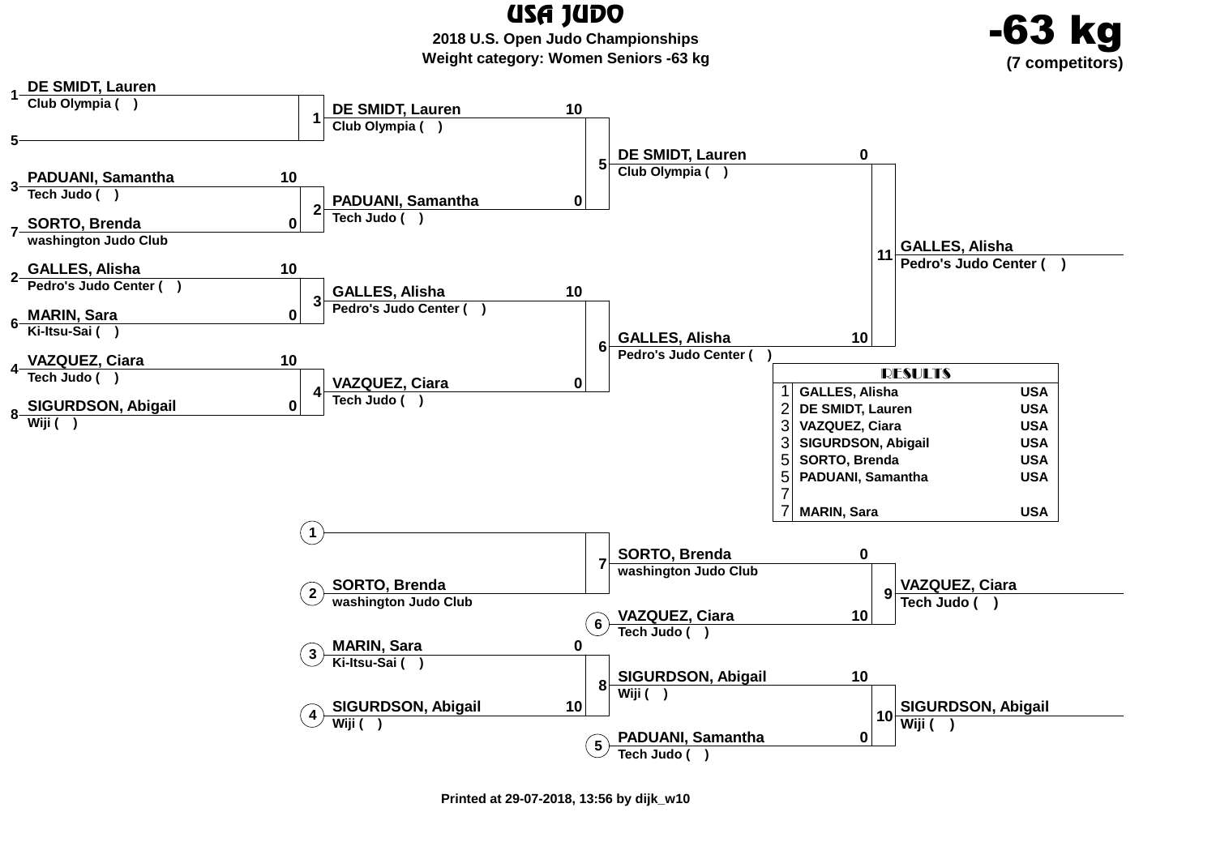# USA JUDO

**2018 U.S. Open Judo Championships**

**Weight category: Women Seniors -63 kg**

## -63 kg

**(7 competitors)**

### Main Bracket

**Round 1**

| Seed | Competitor | Club | Score | Match |
|---|---|---|---|---|
| 1 | DE SMIDT, Lauren | Club Olympia ( ) | | 1 |
| 5 | | | | 1 |
| 3 | PADUANI, Samantha | Tech Judo ( ) | 10 | 2 |
| 7 | SORTO, Brenda | washington Judo Club | 0 | 2 |
| 2 | GALLES, Alisha | Pedro's Judo Center ( ) | 10 | 3 |
| 6 | MARIN, Sara | Ki-Itsu-Sai ( ) | 0 | 3 |
| 4 | VAZQUEZ, Ciara | Tech Judo ( ) | 10 | 4 |
| 8 | SIGURDSON, Abigail | Wiji ( ) | 0 | 4 |

**Round 2**

| Competitor | Club | Score | Match |
|---|---|---|---|
| DE SMIDT, Lauren | Club Olympia ( ) | 10 | 5 |
| PADUANI, Samantha | Tech Judo ( ) | 0 | 5 |
| GALLES, Alisha | Pedro's Judo Center ( ) | 10 | 6 |
| VAZQUEZ, Ciara | Tech Judo ( ) | 0 | 6 |

**Final**

| Competitor | Club | Score | Match |
|---|---|---|---|
| DE SMIDT, Lauren | Club Olympia ( ) | 0 | 11 |
| GALLES, Alisha | Pedro's Judo Center ( ) | 10 | 11 |

**Winner:** GALLES, Alisha — Pedro's Judo Center ( )

### Repechage

| Competitor | Club | Score | Match |
|---|---|---|---|
| (1) | | | 7 |
| (2) SORTO, Brenda | washington Judo Club | | 7 |
| (3) MARIN, Sara | Ki-Itsu-Sai ( ) | 0 | 8 |
| (4) SIGURDSON, Abigail | Wiji ( ) | 10 | 8 |

**Bronze Matches**

| Competitor | Club | Score | Match |
|---|---|---|---|
| SORTO, Brenda | washington Judo Club | 0 | 9 |
| (6) VAZQUEZ, Ciara | Tech Judo ( ) | 10 | 9 |
| SIGURDSON, Abigail | Wiji ( ) | 10 | 10 |
| (5) PADUANI, Samantha | Tech Judo ( ) | 0 | 10 |

**Match 9 winner:** VAZQUEZ, Ciara — Tech Judo ( )

**Match 10 winner:** SIGURDSON, Abigail — Wiji ( )

### RESULTS

| Place | Name | Country |
|---|---|---|
| 1 | GALLES, Alisha | USA |
| 2 | DE SMIDT, Lauren | USA |
| 3 | VAZQUEZ, Ciara | USA |
| 3 | SIGURDSON, Abigail | USA |
| 5 | SORTO, Brenda | USA |
| 5 | PADUANI, Samantha | USA |
| 7 | | |
| 7 | MARIN, Sara | USA |

Printed at 29-07-2018, 13:56 by dijk_w10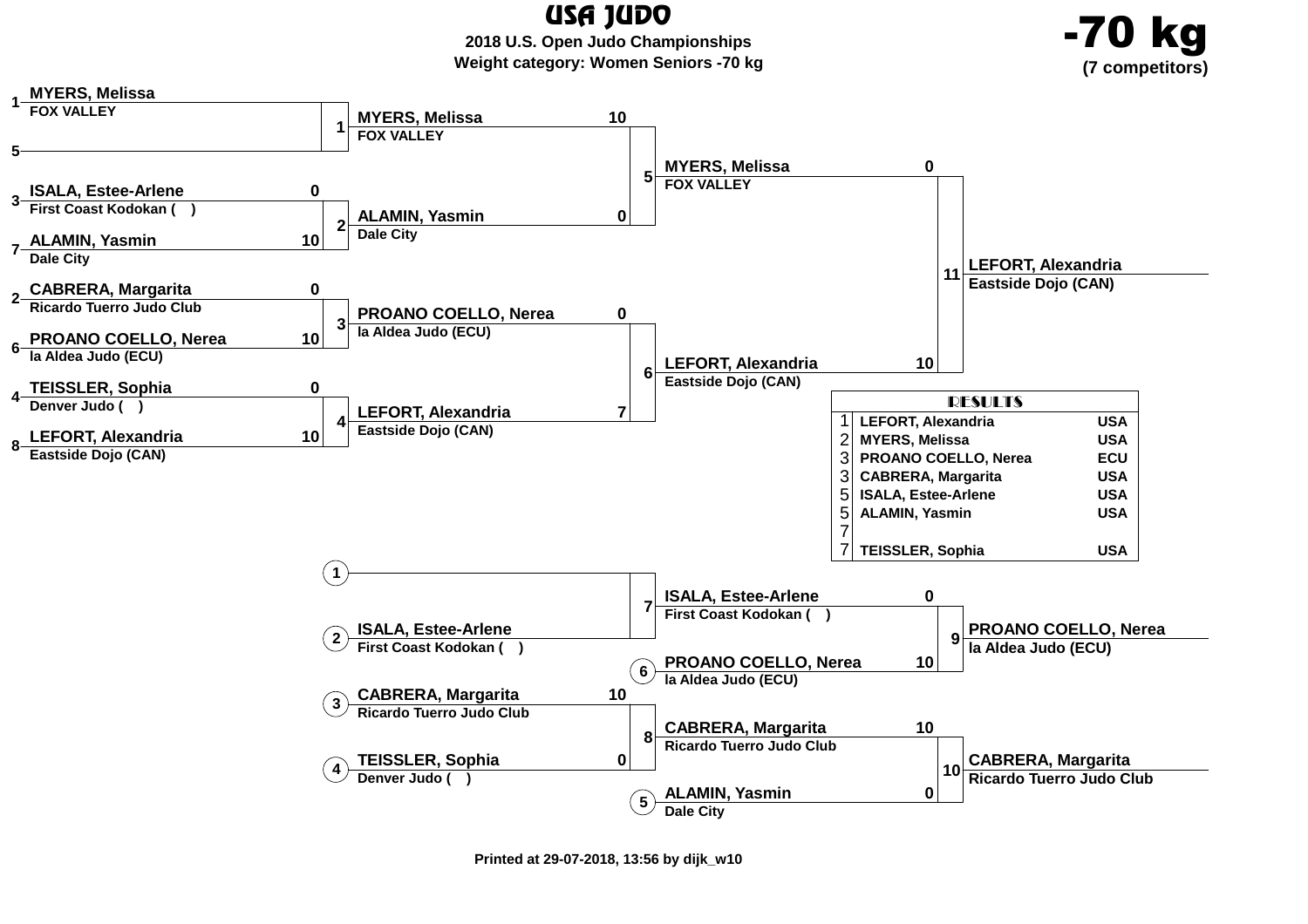# USA JUDO

**2018 U.S. Open Judo Championships**

**Weight category: Women Seniors -70 kg**

## -70 kg

**(7 competitors)**

### Main bracket

**Round 1**

| Seed | Competitor | Club | Score | Match |
|---|---|---|---|---|
| 1 | MYERS, Melissa | FOX VALLEY | | 1 |
| 5 | | | | 1 |
| 3 | ISALA, Estee-Arlene | First Coast Kodokan ( ) | 0 | 2 |
| 7 | ALAMIN, Yasmin | Dale City | 10 | 2 |
| 2 | CABRERA, Margarita | Ricardo Tuerro Judo Club | 0 | 3 |
| 6 | PROANO COELLO, Nerea | la Aldea Judo (ECU) | 10 | 3 |
| 4 | TEISSLER, Sophia | Denver Judo ( ) | 0 | 4 |
| 8 | LEFORT, Alexandria | Eastside Dojo (CAN) | 10 | 4 |

**Round 2**

| Competitor | Club | Score | Match |
|---|---|---|---|
| MYERS, Melissa | FOX VALLEY | 10 | 5 |
| ALAMIN, Yasmin | Dale City | 0 | 5 |
| PROANO COELLO, Nerea | la Aldea Judo (ECU) | 0 | 6 |
| LEFORT, Alexandria | Eastside Dojo (CAN) | 7 | 6 |

**Final**

| Competitor | Club | Score | Match |
|---|---|---|---|
| MYERS, Melissa | FOX VALLEY | 0 | 11 |
| LEFORT, Alexandria | Eastside Dojo (CAN) | 10 | 11 |

**Winner:** LEFORT, Alexandria — Eastside Dojo (CAN)

### Repechage

| Slot | Competitor | Club | Score | Match |
|---|---|---|---|---|
| 1 | | | | 7 |
| 2 | ISALA, Estee-Arlene | First Coast Kodokan ( ) | | 7 |
| 3 | CABRERA, Margarita | Ricardo Tuerro Judo Club | 10 | 8 |
| 4 | TEISSLER, Sophia | Denver Judo ( ) | 0 | 8 |

| Slot | Competitor | Club | Score | Match |
|---|---|---|---|---|
| | ISALA, Estee-Arlene | First Coast Kodokan ( ) | 0 | 9 |
| 6 | PROANO COELLO, Nerea | la Aldea Judo (ECU) | 10 | 9 |
| | CABRERA, Margarita | Ricardo Tuerro Judo Club | 10 | 10 |
| 5 | ALAMIN, Yasmin | Dale City | 0 | 10 |

**Bronze (Match 9):** PROANO COELLO, Nerea — la Aldea Judo (ECU)

**Bronze (Match 10):** CABRERA, Margarita — Ricardo Tuerro Judo Club

### RESULTS

| Place | Name | Country |
|---|---|---|
| 1 | LEFORT, Alexandria | USA |
| 2 | MYERS, Melissa | USA |
| 3 | PROANO COELLO, Nerea | ECU |
| 3 | CABRERA, Margarita | USA |
| 5 | ISALA, Estee-Arlene | USA |
| 5 | ALAMIN, Yasmin | USA |
| 7 | | |
| 7 | TEISSLER, Sophia | USA |

Printed at 29-07-2018, 13:56 by dijk_w10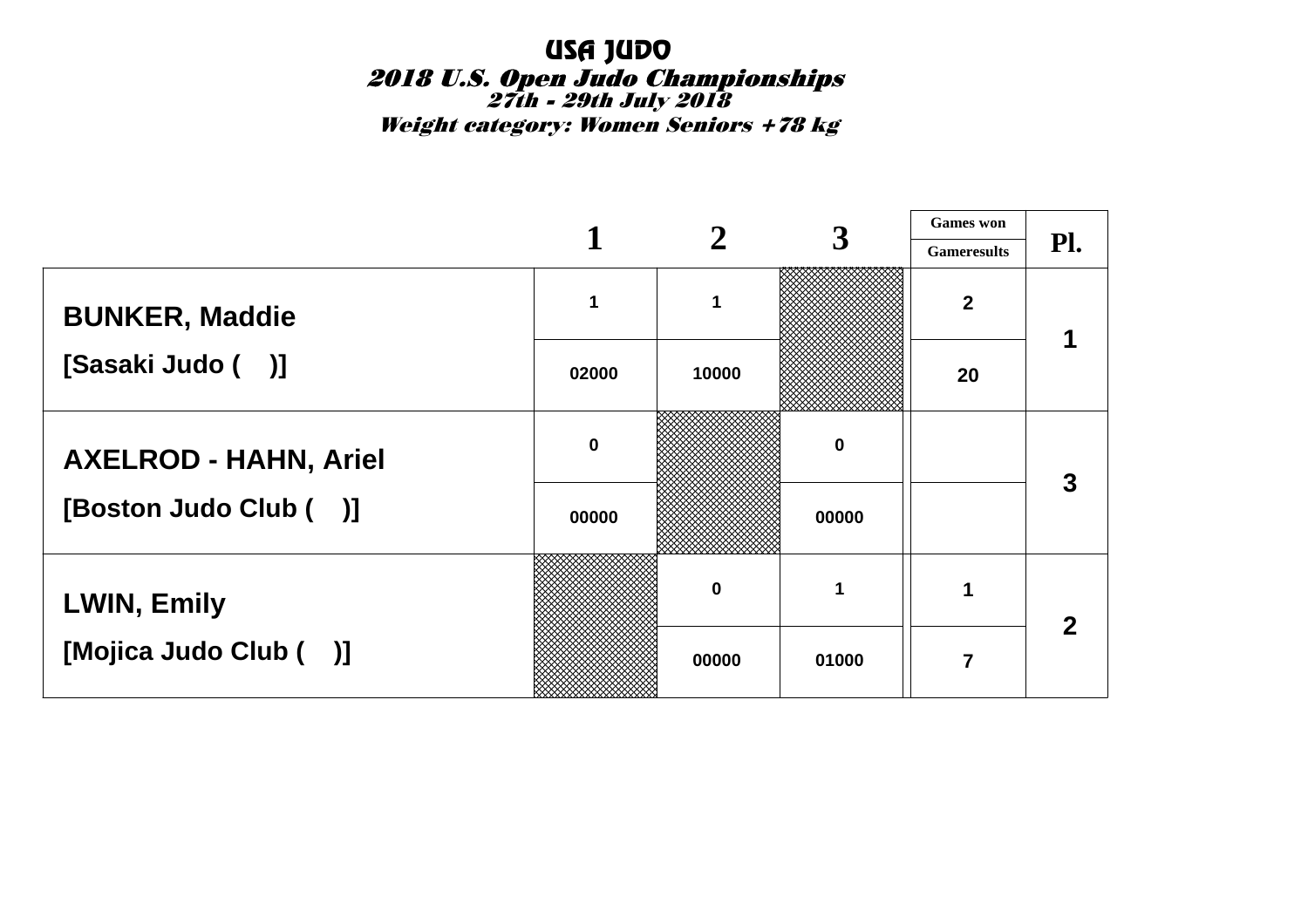# USA JUDO

## *2018 U.S. Open Judo Championships*

*27th - 29th July 2018*

*Weight category: Women Seniors +78 kg*

| | 1 | 2 | 3 | Games won / Gameresults | Pl. |
|---|---|---|---|---|---|
| **BUNKER, Maddie** | 1 | 1 | | 2 | 1 |
| [Sasaki Judo ( )] | 02000 | 10000 | | 20 | |
| **AXELROD - HAHN, Ariel** | 0 | | 0 | | 3 |
| [Boston Judo Club ( )] | 00000 | | 00000 | | |
| **LWIN, Emily** | | 0 | 1 | 1 | 2 |
| [Mojica Judo Club ( )] | | 00000 | 01000 | 7 | |